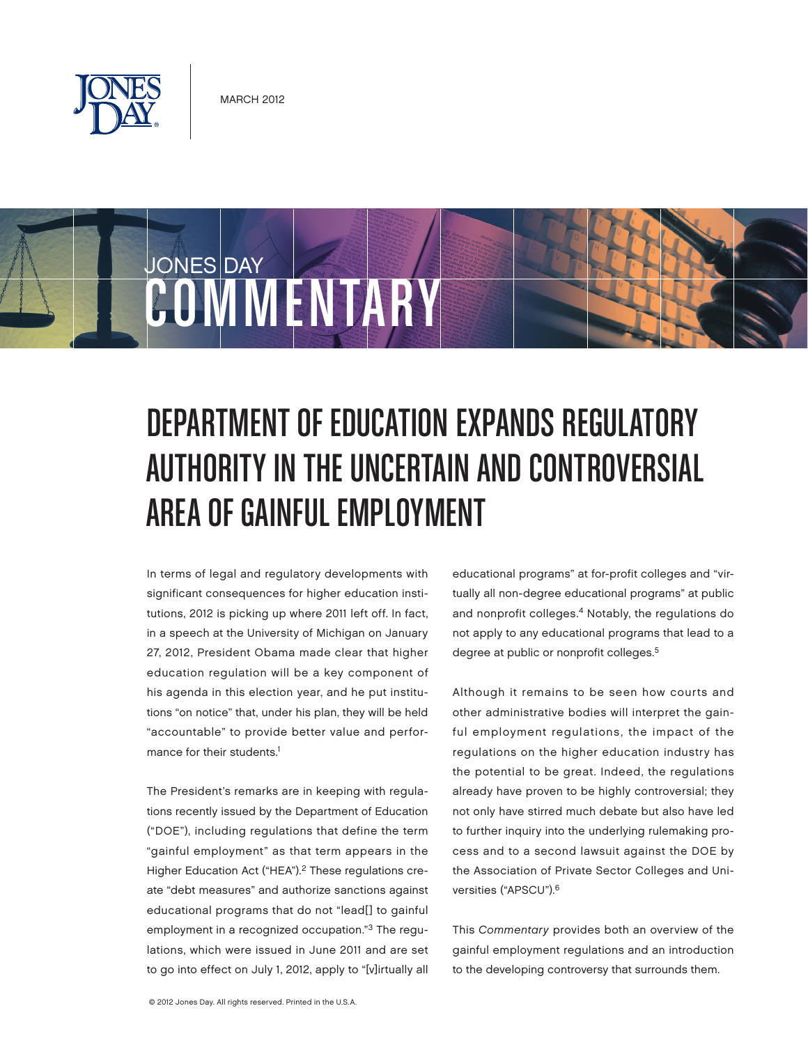MARCH 2012

JONES DAY
# COMMENTARY

# DEPARTMENT OF EDUCATION EXPANDS REGULATORY AUTHORITY IN THE UNCERTAIN AND CONTROVERSIAL AREA OF GAINFUL EMPLOYMENT

In terms of legal and regulatory developments with significant consequences for higher education institutions, 2012 is picking up where 2011 left off. In fact, in a speech at the University of Michigan on January 27, 2012, President Obama made clear that higher education regulation will be a key component of his agenda in this election year, and he put institutions "on notice" that, under his plan, they will be held "accountable" to provide better value and performance for their students.[1]

The President's remarks are in keeping with regulations recently issued by the Department of Education ("DOE"), including regulations that define the term "gainful employment" as that term appears in the Higher Education Act ("HEA").[2] These regulations create "debt measures" and authorize sanctions against educational programs that do not "lead[] to gainful employment in a recognized occupation."[3] The regulations, which were issued in June 2011 and are set to go into effect on July 1, 2012, apply to "[v]irtually all educational programs" at for-profit colleges and "virtually all non-degree educational programs" at public and nonprofit colleges.[4] Notably, the regulations do not apply to any educational programs that lead to a degree at public or nonprofit colleges.[5]

Although it remains to be seen how courts and other administrative bodies will interpret the gainful employment regulations, the impact of the regulations on the higher education industry has the potential to be great. Indeed, the regulations already have proven to be highly controversial; they not only have stirred much debate but also have led to further inquiry into the underlying rulemaking process and to a second lawsuit against the DOE by the Association of Private Sector Colleges and Universities ("APSCU").[6]

This *Commentary* provides both an overview of the gainful employment regulations and an introduction to the developing controversy that surrounds them.

© 2012 Jones Day. All rights reserved. Printed in the U.S.A.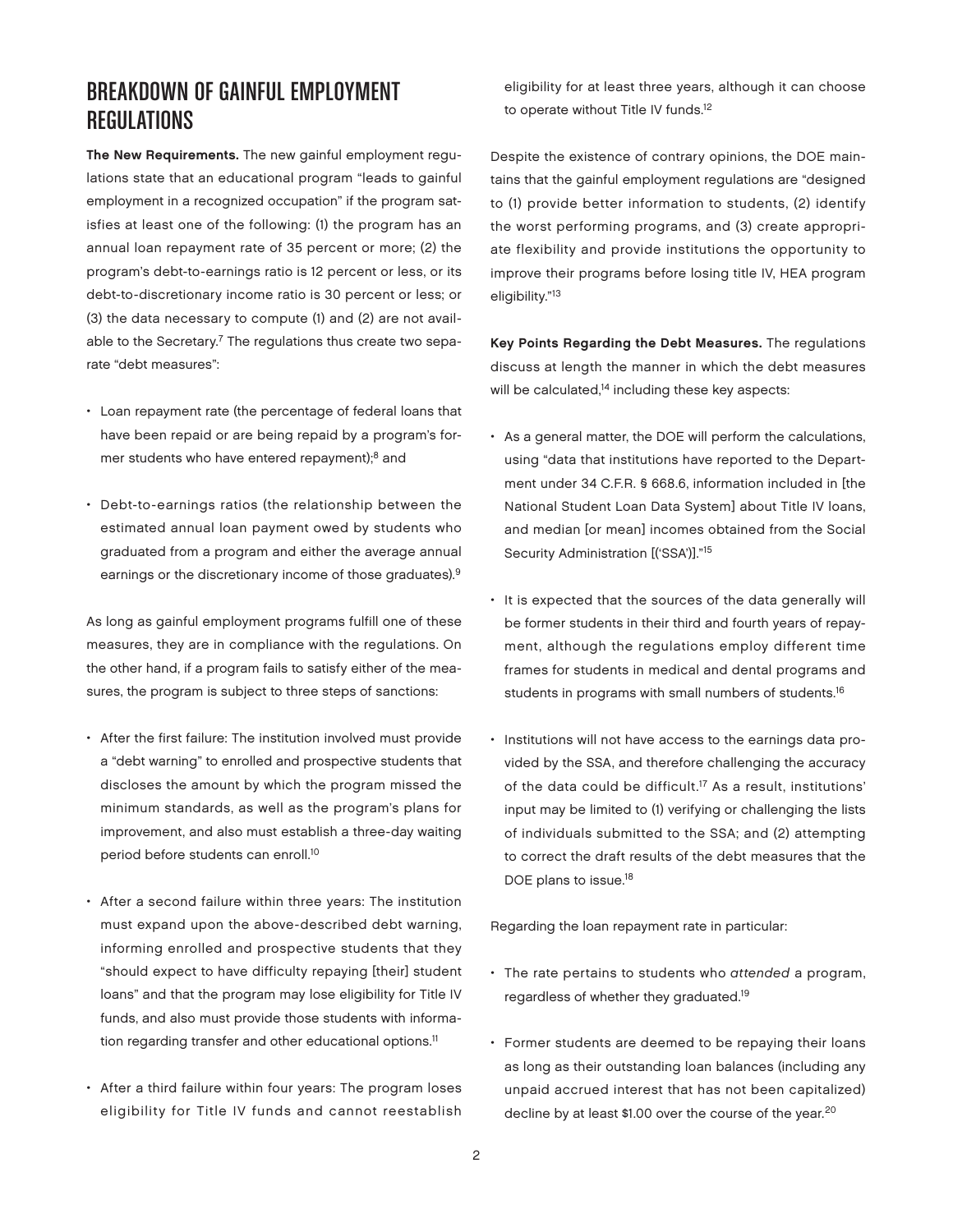## BREAKDOWN OF GAINFUL EMPLOYMENT REGULATIONS

**The New Requirements.** The new gainful employment regulations state that an educational program "leads to gainful employment in a recognized occupation" if the program satisfies at least one of the following: (1) the program has an annual loan repayment rate of 35 percent or more; (2) the program's debt-to-earnings ratio is 12 percent or less, or its debt-to-discretionary income ratio is 30 percent or less; or (3) the data necessary to compute (1) and (2) are not available to the Secretary.[7] The regulations thus create two separate "debt measures":

- Loan repayment rate (the percentage of federal loans that have been repaid or are being repaid by a program's former students who have entered repayment);[8] and
- Debt-to-earnings ratios (the relationship between the estimated annual loan payment owed by students who graduated from a program and either the average annual earnings or the discretionary income of those graduates).[9]

As long as gainful employment programs fulfill one of these measures, they are in compliance with the regulations. On the other hand, if a program fails to satisfy either of the measures, the program is subject to three steps of sanctions:

- After the first failure: The institution involved must provide a "debt warning" to enrolled and prospective students that discloses the amount by which the program missed the minimum standards, as well as the program's plans for improvement, and also must establish a three-day waiting period before students can enroll.[10]
- After a second failure within three years: The institution must expand upon the above-described debt warning, informing enrolled and prospective students that they "should expect to have difficulty repaying [their] student loans" and that the program may lose eligibility for Title IV funds, and also must provide those students with information regarding transfer and other educational options.[11]
- After a third failure within four years: The program loses eligibility for Title IV funds and cannot reestablish eligibility for at least three years, although it can choose to operate without Title IV funds.[12]

Despite the existence of contrary opinions, the DOE maintains that the gainful employment regulations are "designed to (1) provide better information to students, (2) identify the worst performing programs, and (3) create appropriate flexibility and provide institutions the opportunity to improve their programs before losing title IV, HEA program eligibility."[13]

**Key Points Regarding the Debt Measures.** The regulations discuss at length the manner in which the debt measures will be calculated,[14] including these key aspects:

- As a general matter, the DOE will perform the calculations, using "data that institutions have reported to the Department under 34 C.F.R. § 668.6, information included in [the National Student Loan Data System] about Title IV loans, and median [or mean] incomes obtained from the Social Security Administration [('SSA')]."[15]
- It is expected that the sources of the data generally will be former students in their third and fourth years of repayment, although the regulations employ different time frames for students in medical and dental programs and students in programs with small numbers of students.[16]
- Institutions will not have access to the earnings data provided by the SSA, and therefore challenging the accuracy of the data could be difficult.[17] As a result, institutions' input may be limited to (1) verifying or challenging the lists of individuals submitted to the SSA; and (2) attempting to correct the draft results of the debt measures that the DOE plans to issue.[18]

Regarding the loan repayment rate in particular:

- The rate pertains to students who *attended* a program, regardless of whether they graduated.[19]
- Former students are deemed to be repaying their loans as long as their outstanding loan balances (including any unpaid accrued interest that has not been capitalized) decline by at least $1.00 over the course of the year.[20]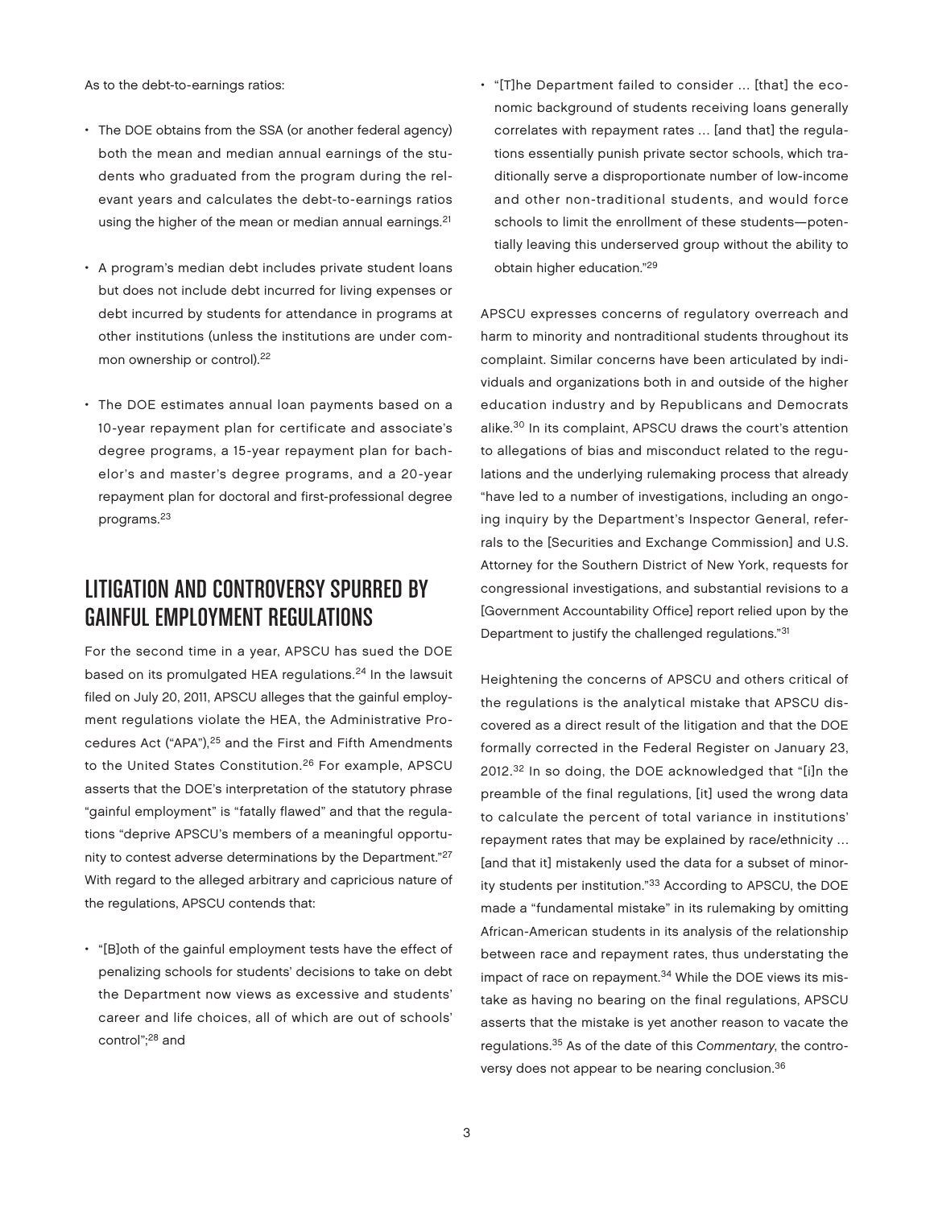As to the debt-to-earnings ratios:

- The DOE obtains from the SSA (or another federal agency) both the mean and median annual earnings of the students who graduated from the program during the relevant years and calculates the debt-to-earnings ratios using the higher of the mean or median annual earnings.[21]

- A program's median debt includes private student loans but does not include debt incurred for living expenses or debt incurred by students for attendance in programs at other institutions (unless the institutions are under common ownership or control).[22]

- The DOE estimates annual loan payments based on a 10-year repayment plan for certificate and associate's degree programs, a 15-year repayment plan for bachelor's and master's degree programs, and a 20-year repayment plan for doctoral and first-professional degree programs.[23]

## LITIGATION AND CONTROVERSY SPURRED BY GAINFUL EMPLOYMENT REGULATIONS

For the second time in a year, APSCU has sued the DOE based on its promulgated HEA regulations.[24] In the lawsuit filed on July 20, 2011, APSCU alleges that the gainful employment regulations violate the HEA, the Administrative Procedures Act ("APA"),[25] and the First and Fifth Amendments to the United States Constitution.[26] For example, APSCU asserts that the DOE's interpretation of the statutory phrase "gainful employment" is "fatally flawed" and that the regulations "deprive APSCU's members of a meaningful opportunity to contest adverse determinations by the Department."[27] With regard to the alleged arbitrary and capricious nature of the regulations, APSCU contends that:

- "[B]oth of the gainful employment tests have the effect of penalizing schools for students' decisions to take on debt the Department now views as excessive and students' career and life choices, all of which are out of schools' control";[28] and

- "[T]he Department failed to consider … [that] the economic background of students receiving loans generally correlates with repayment rates … [and that] the regulations essentially punish private sector schools, which traditionally serve a disproportionate number of low-income and other non-traditional students, and would force schools to limit the enrollment of these students—potentially leaving this underserved group without the ability to obtain higher education."[29]

APSCU expresses concerns of regulatory overreach and harm to minority and nontraditional students throughout its complaint. Similar concerns have been articulated by individuals and organizations both in and outside of the higher education industry and by Republicans and Democrats alike.[30] In its complaint, APSCU draws the court's attention to allegations of bias and misconduct related to the regulations and the underlying rulemaking process that already "have led to a number of investigations, including an ongoing inquiry by the Department's Inspector General, referrals to the [Securities and Exchange Commission] and U.S. Attorney for the Southern District of New York, requests for congressional investigations, and substantial revisions to a [Government Accountability Office] report relied upon by the Department to justify the challenged regulations."[31]

Heightening the concerns of APSCU and others critical of the regulations is the analytical mistake that APSCU discovered as a direct result of the litigation and that the DOE formally corrected in the Federal Register on January 23, 2012.[32] In so doing, the DOE acknowledged that "[i]n the preamble of the final regulations, [it] used the wrong data to calculate the percent of total variance in institutions' repayment rates that may be explained by race/ethnicity … [and that it] mistakenly used the data for a subset of minority students per institution."[33] According to APSCU, the DOE made a "fundamental mistake" in its rulemaking by omitting African-American students in its analysis of the relationship between race and repayment rates, thus understating the impact of race on repayment.[34] While the DOE views its mistake as having no bearing on the final regulations, APSCU asserts that the mistake is yet another reason to vacate the regulations.[35] As of the date of this *Commentary*, the controversy does not appear to be nearing conclusion.[36]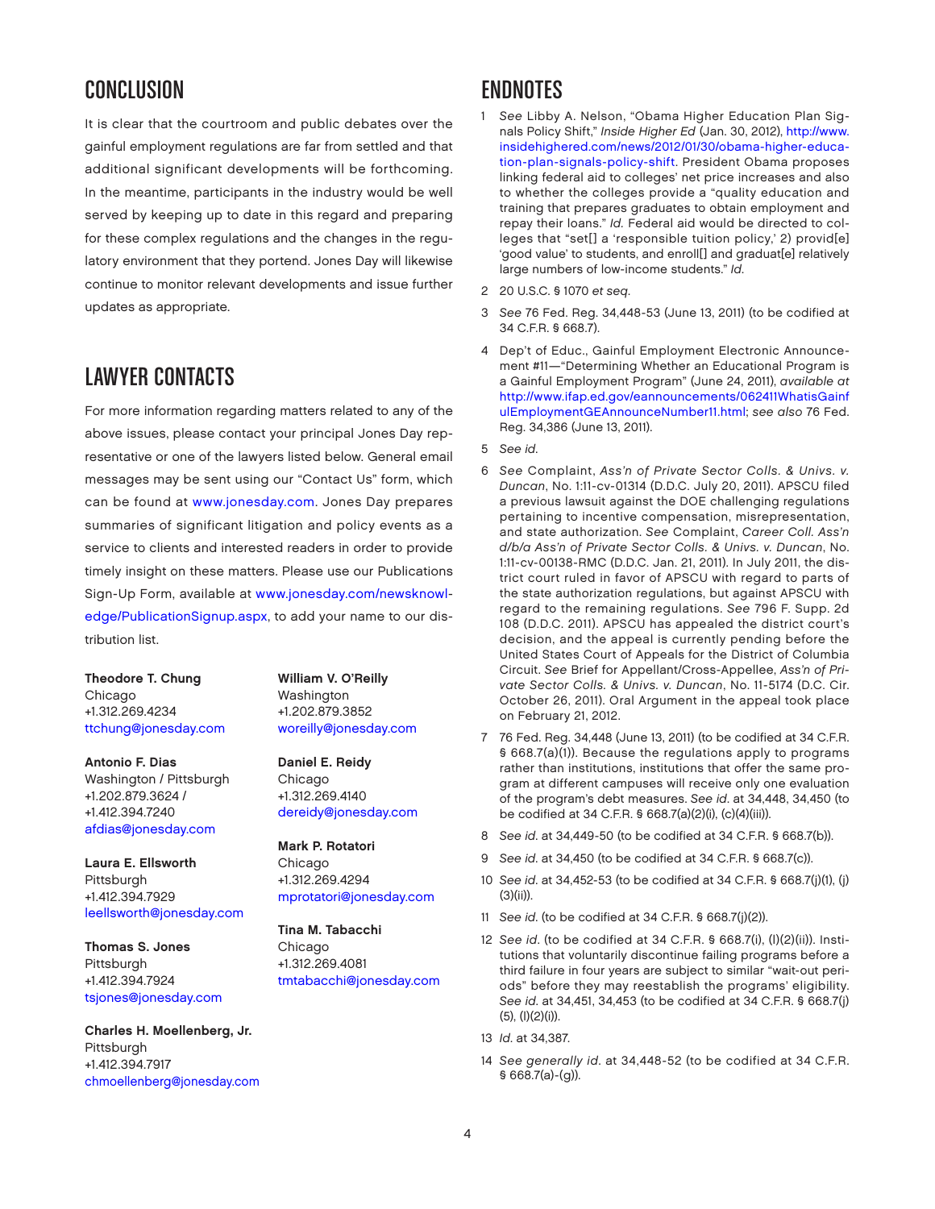## CONCLUSION

It is clear that the courtroom and public debates over the gainful employment regulations are far from settled and that additional significant developments will be forthcoming. In the meantime, participants in the industry would be well served by keeping up to date in this regard and preparing for these complex regulations and the changes in the regulatory environment that they portend. Jones Day will likewise continue to monitor relevant developments and issue further updates as appropriate.

## LAWYER CONTACTS

For more information regarding matters related to any of the above issues, please contact your principal Jones Day representative or one of the lawyers listed below. General email messages may be sent using our "Contact Us" form, which can be found at www.jonesday.com. Jones Day prepares summaries of significant litigation and policy events as a service to clients and interested readers in order to provide timely insight on these matters. Please use our Publications Sign-Up Form, available at www.jonesday.com/newsknowledge/PublicationSignup.aspx, to add your name to our distribution list.

**Theodore T. Chung**
Chicago
+1.312.269.4234
ttchung@jonesday.com

**Antonio F. Dias**
Washington / Pittsburgh
+1.202.879.3624 /
+1.412.394.7240
afdias@jonesday.com

**Laura E. Ellsworth**
Pittsburgh
+1.412.394.7929
leellsworth@jonesday.com

**Thomas S. Jones**
Pittsburgh
+1.412.394.7924
tsjones@jonesday.com

**Charles H. Moellenberg, Jr.**
Pittsburgh
+1.412.394.7917
chmoellenberg@jonesday.com

**William V. O'Reilly**
Washington
+1.202.879.3852
woreilly@jonesday.com

**Daniel E. Reidy**
Chicago
+1.312.269.4140
dereidy@jonesday.com

**Mark P. Rotatori**
Chicago
+1.312.269.4294
mprotatori@jonesday.com

**Tina M. Tabacchi**
Chicago
+1.312.269.4081
tmtabacchi@jonesday.com

## ENDNOTES

1 *See* Libby A. Nelson, "Obama Higher Education Plan Signals Policy Shift," *Inside Higher Ed* (Jan. 30, 2012), http://www.insidehighered.com/news/2012/01/30/obama-higher-education-plan-signals-policy-shift. President Obama proposes linking federal aid to colleges' net price increases and also to whether the colleges provide a "quality education and training that prepares graduates to obtain employment and repay their loans." *Id.* Federal aid would be directed to colleges that "set[] a 'responsible tuition policy,' 2) provid[e] 'good value' to students, and enroll[] and graduat[e] relatively large numbers of low-income students." *Id.*

2 20 U.S.C. § 1070 *et seq.*

3 *See* 76 Fed. Reg. 34,448-53 (June 13, 2011) (to be codified at 34 C.F.R. § 668.7).

4 Dep't of Educ., Gainful Employment Electronic Announcement #11—"Determining Whether an Educational Program is a Gainful Employment Program" (June 24, 2011), *available at* http://www.ifap.ed.gov/eannouncements/062411WhatisGainfulEmploymentGEAnnounceNumber11.html; *see also* 76 Fed. Reg. 34,386 (June 13, 2011).

5 *See id.*

6 *See* Complaint, *Ass'n of Private Sector Colls. & Univs. v. Duncan*, No. 1:11-cv-01314 (D.D.C. July 20, 2011). APSCU filed a previous lawsuit against the DOE challenging regulations pertaining to incentive compensation, misrepresentation, and state authorization. *See* Complaint, *Career Coll. Ass'n d/b/a Ass'n of Private Sector Colls. & Univs. v. Duncan*, No. 1:11-cv-00138-RMC (D.D.C. Jan. 21, 2011). In July 2011, the district court ruled in favor of APSCU with regard to parts of the state authorization regulations, but against APSCU with regard to the remaining regulations. *See* 796 F. Supp. 2d 108 (D.D.C. 2011). APSCU has appealed the district court's decision, and the appeal is currently pending before the United States Court of Appeals for the District of Columbia Circuit. *See* Brief for Appellant/Cross-Appellee, *Ass'n of Private Sector Colls. & Univs. v. Duncan*, No. 11-5174 (D.C. Cir. October 26, 2011). Oral Argument in the appeal took place on February 21, 2012.

7 76 Fed. Reg. 34,448 (June 13, 2011) (to be codified at 34 C.F.R. § 668.7(a)(1)). Because the regulations apply to programs rather than institutions, institutions that offer the same program at different campuses will receive only one evaluation of the program's debt measures. *See id.* at 34,448, 34,450 (to be codified at 34 C.F.R. § 668.7(a)(2)(i), (c)(4)(iii)).

8 *See id.* at 34,449-50 (to be codified at 34 C.F.R. § 668.7(b)).

9 *See id.* at 34,450 (to be codified at 34 C.F.R. § 668.7(c)).

10 *See id.* at 34,452-53 (to be codified at 34 C.F.R. § 668.7(j)(1), (j)(3)(ii)).

11 *See id.* (to be codified at 34 C.F.R. § 668.7(j)(2)).

12 *See id.* (to be codified at 34 C.F.R. § 668.7(i), (l)(2)(ii)). Institutions that voluntarily discontinue failing programs before a third failure in four years are subject to similar "wait-out periods" before they may reestablish the programs' eligibility. *See id.* at 34,451, 34,453 (to be codified at 34 C.F.R. § 668.7(j)(5), (l)(2)(i)).

13 *Id.* at 34,387.

14 *See generally id.* at 34,448-52 (to be codified at 34 C.F.R. § 668.7(a)-(g)).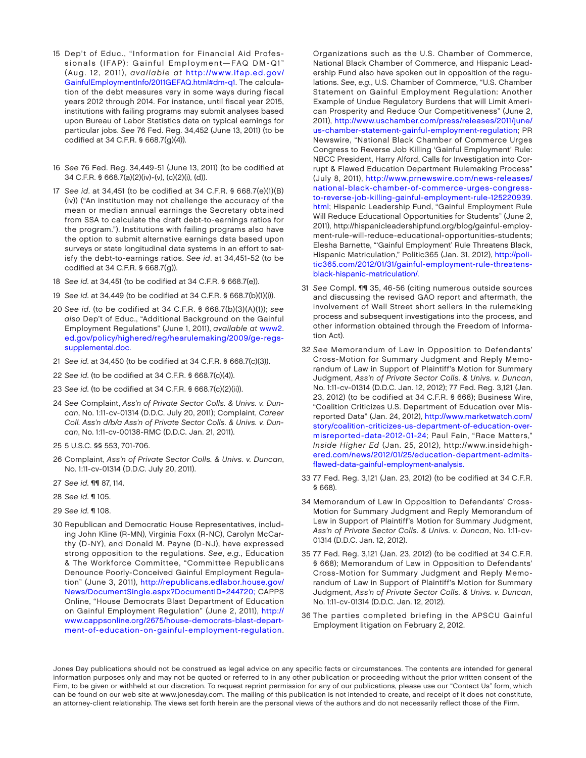15 Dep't of Educ., "Information for Financial Aid Professionals (IFAP): Gainful Employment—FAQ DM-Q1" (Aug. 12, 2011), *available at* http://www.ifap.ed.gov/GainfulEmploymentInfo/2011GEFAQ.html#dm-q1. The calculation of the debt measures vary in some ways during fiscal years 2012 through 2014. For instance, until fiscal year 2015, institutions with failing programs may submit analyses based upon Bureau of Labor Statistics data on typical earnings for particular jobs. *See* 76 Fed. Reg. 34,452 (June 13, 2011) (to be codified at 34 C.F.R. § 668.7(g)(4)).

16 *See* 76 Fed. Reg. 34,449-51 (June 13, 2011) (to be codified at 34 C.F.R. § 668.7(a)(2)(iv)-(v), (c)(2)(i), (d)).

17 *See id*. at 34,451 (to be codified at 34 C.F.R. § 668.7(e)(1)(B)(iv)) ("An institution may not challenge the accuracy of the mean or median annual earnings the Secretary obtained from SSA to calculate the draft debt-to-earnings ratios for the program."). Institutions with failing programs also have the option to submit alternative earnings data based upon surveys or state longitudinal data systems in an effort to satisfy the debt-to-earnings ratios. *See id*. at 34,451-52 (to be codified at 34 C.F.R. § 668.7(g)).

18 *See id.* at 34,451 (to be codified at 34 C.F.R. § 668.7(e)).

19 *See id.* at 34,449 (to be codified at 34 C.F.R. § 668.7(b)(1)(i)).

20 *See id*. (to be codified at 34 C.F.R. § 668.7(b)(3)(A)(1)); *see also* Dep't of Educ., "Additional Background on the Gainful Employment Regulations" (June 1, 2011), *available at* www2.ed.gov/policy/highered/reg/hearulemaking/2009/ge-regs-supplemental.doc.

21 *See id.* at 34,450 (to be codified at 34 C.F.R. § 668.7(c)(3)).

22 *See id.* (to be codified at 34 C.F.R. § 668.7(c)(4)).

23 *See id.* (to be codified at 34 C.F.R. § 668.7(c)(2)(ii)).

24 *See* Complaint, *Ass'n of Private Sector Colls. & Univs. v. Duncan*, No. 1:11-cv-01314 (D.D.C. July 20, 2011); Complaint, *Career Coll. Ass'n d/b/a Ass'n of Private Sector Colls. & Univs. v. Duncan*, No. 1:11-cv-00138-RMC (D.D.C. Jan. 21, 2011).

25 5 U.S.C. §§ 553, 701-706.

26 Complaint, *Ass'n of Private Sector Colls. & Univs. v. Duncan*, No. 1:11-cv-01314 (D.D.C. July 20, 2011).

27 *See id.* ¶¶ 87, 114.

28 *See id.* ¶ 105.

29 *See id.* ¶ 108.

30 Republican and Democratic House Representatives, including John Kline (R-MN), Virginia Foxx (R-NC), Carolyn McCarthy (D-NY), and Donald M. Payne (D-NJ), have expressed strong opposition to the regulations. *See*, *e.g.*, Education & The Workforce Committee, "Committee Republicans Denounce Poorly-Conceived Gainful Employment Regulation" (June 3, 2011), http://republicans.edlabor.house.gov/News/DocumentSingle.aspx?DocumentID=244720; CAPPS Online, "House Democrats Blast Department of Education on Gainful Employment Regulation" (June 2, 2011), http://www.cappsonline.org/2675/house-democrats-blast-department-of-education-on-gainful-employment-regulation. Organizations such as the U.S. Chamber of Commerce, National Black Chamber of Commerce, and Hispanic Leadership Fund also have spoken out in opposition of the regulations. *See*, *e.g.*, U.S. Chamber of Commerce, "U.S. Chamber Statement on Gainful Employment Regulation: Another Example of Undue Regulatory Burdens that will Limit American Prosperity and Reduce Our Competitiveness" (June 2, 2011), http://www.uschamber.com/press/releases/2011/june/us-chamber-statement-gainful-employment-regulation; PR Newswire, "National Black Chamber of Commerce Urges Congress to Reverse Job Killing 'Gainful Employment' Rule: NBCC President, Harry Alford, Calls for Investigation into Corrupt & Flawed Education Department Rulemaking Process" (July 8, 2011), http://www.prnewswire.com/news-releases/national-black-chamber-of-commerce-urges-congress-to-reverse-job-killing-gainful-employment-rule-125220939.html; Hispanic Leadership Fund, "Gainful Employment Rule Will Reduce Educational Opportunities for Students" (June 2, 2011), http://hispanicleadershipfund.org/blog/gainful-employment-rule-will-reduce-educational-opportunities-students; Elesha Barnette, "'Gainful Employment' Rule Threatens Black, Hispanic Matriculation," Politic365 (Jan. 31, 2012), http://politic365.com/2012/01/31/gainful-employment-rule-threatens-black-hispanic-matriculation/.

31 *See* Compl. ¶¶ 35, 46-56 (citing numerous outside sources and discussing the revised GAO report and aftermath, the involvement of Wall Street short sellers in the rulemaking process and subsequent investigations into the process, and other information obtained through the Freedom of Information Act).

32 *See* Memorandum of Law in Opposition to Defendants' Cross-Motion for Summary Judgment and Reply Memorandum of Law in Support of Plaintiff's Motion for Summary Judgment, *Ass'n of Private Sector Colls. & Univs. v. Duncan*, No. 1:11-cv-01314 (D.D.C. Jan. 12, 2012); 77 Fed. Reg. 3,121 (Jan. 23, 2012) (to be codified at 34 C.F.R. § 668); Business Wire, "Coalition Criticizes U.S. Department of Education over Misreported Data" (Jan. 24, 2012), http://www.marketwatch.com/story/coalition-criticizes-us-department-of-education-over-misreported-data-2012-01-24; Paul Fain, "Race Matters," *Inside Higher Ed* (Jan. 25, 2012), http://www.insidehighered.com/news/2012/01/25/education-department-admits-flawed-data-gainful-employment-analysis.

33 77 Fed. Reg. 3,121 (Jan. 23, 2012) (to be codified at 34 C.F.R. § 668).

34 Memorandum of Law in Opposition to Defendants' Cross-Motion for Summary Judgment and Reply Memorandum of Law in Support of Plaintiff's Motion for Summary Judgment, *Ass'n of Private Sector Colls. & Univs. v. Duncan*, No. 1:11-cv-01314 (D.D.C. Jan. 12, 2012).

35 77 Fed. Reg. 3,121 (Jan. 23, 2012) (to be codified at 34 C.F.R. § 668); Memorandum of Law in Opposition to Defendants' Cross-Motion for Summary Judgment and Reply Memorandum of Law in Support of Plaintiff's Motion for Summary Judgment, *Ass'n of Private Sector Colls. & Univs. v. Duncan*, No. 1:11-cv-01314 (D.D.C. Jan. 12, 2012).

36 The parties completed briefing in the APSCU Gainful Employment litigation on February 2, 2012.

Jones Day publications should not be construed as legal advice on any specific facts or circumstances. The contents are intended for general information purposes only and may not be quoted or referred to in any other publication or proceeding without the prior written consent of the Firm, to be given or withheld at our discretion. To request reprint permission for any of our publications, please use our "Contact Us" form, which can be found on our web site at www.jonesday.com. The mailing of this publication is not intended to create, and receipt of it does not constitute, an attorney-client relationship. The views set forth herein are the personal views of the authors and do not necessarily reflect those of the Firm.